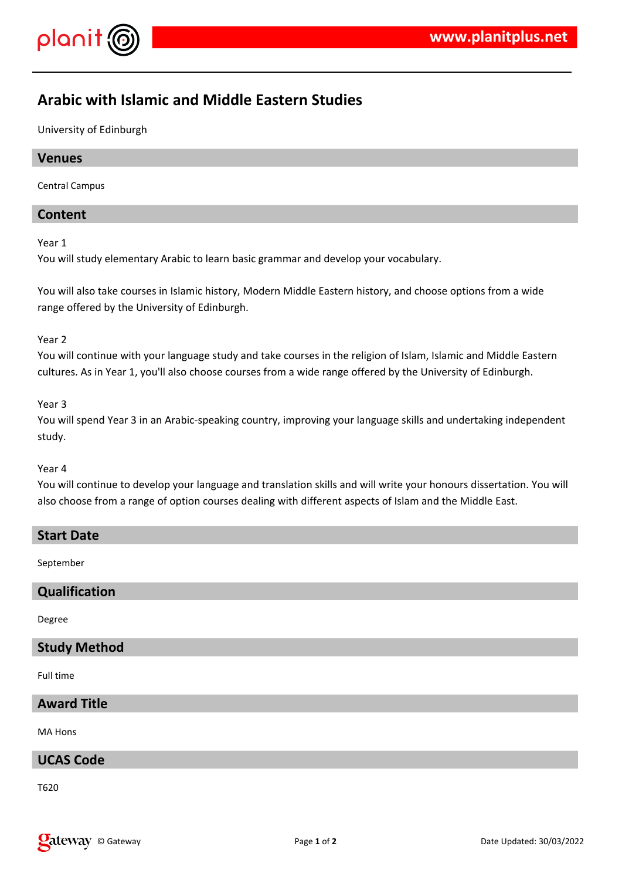# Arabic with Islamic and Middle Eastern Studies

University of Edinburgh

## Venues

Central Campus

## Content

Year 1
You will study elementary Arabic to learn basic grammar and develop your vocabulary.

You will also take courses in Islamic history, Modern Middle Eastern history, and choose options from a wide range offered by the University of Edinburgh.

Year 2
You will continue with your language study and take courses in the religion of Islam, Islamic and Middle Eastern cultures. As in Year 1, you'll also choose courses from a wide range offered by the University of Edinburgh.

Year 3
You will spend Year 3 in an Arabic-speaking country, improving your language skills and undertaking independent study.

Year 4
You will continue to develop your language and translation skills and will write your honours dissertation. You will also choose from a range of option courses dealing with different aspects of Islam and the Middle East.

## Start Date

September

## Qualification

Degree

## Study Method

Full time

## Award Title

MA Hons

## UCAS Code

T620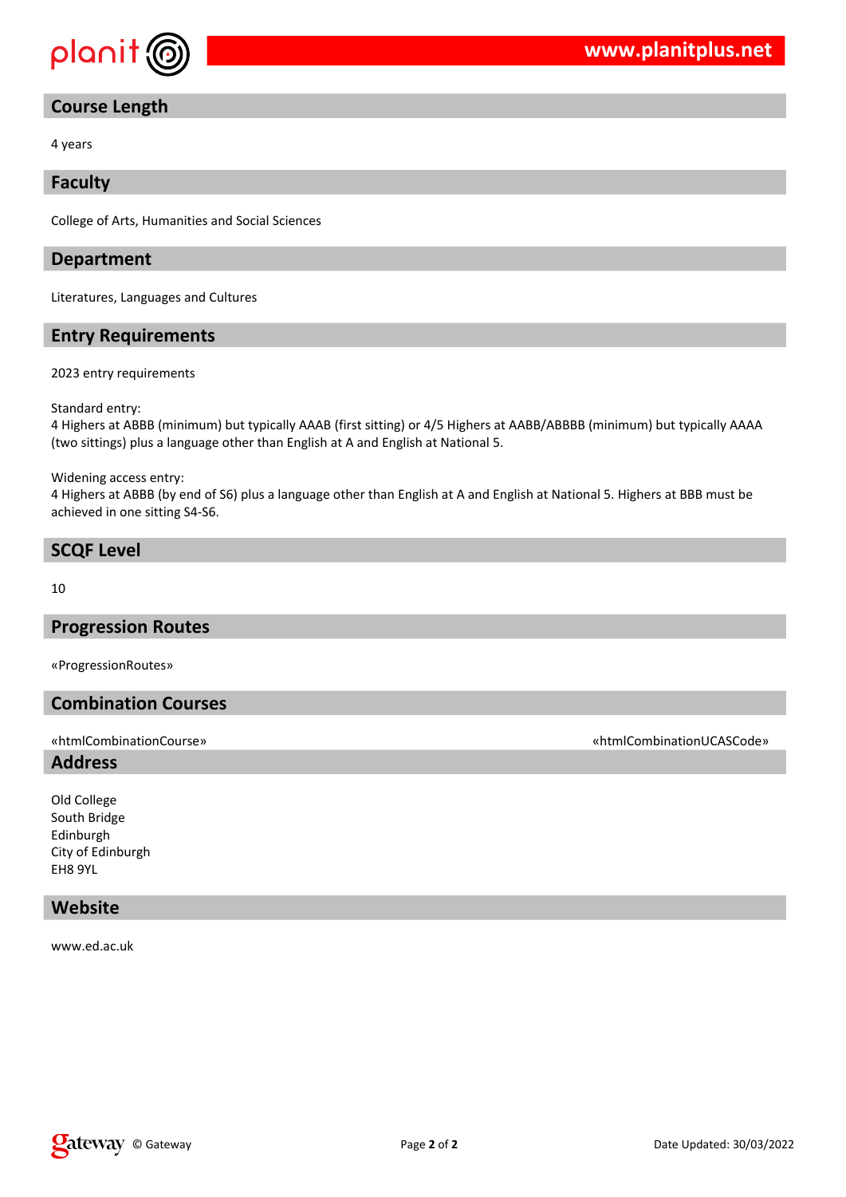## Course Length

4 years

## Faculty

College of Arts, Humanities and Social Sciences

## Department

Literatures, Languages and Cultures

## Entry Requirements

2023 entry requirements

Standard entry:
4 Highers at ABBB (minimum) but typically AAAB (first sitting) or 4/5 Highers at AABB/ABBBB (minimum) but typically AAAA (two sittings) plus a language other than English at A and English at National 5.

Widening access entry:
4 Highers at ABBB (by end of S6) plus a language other than English at A and English at National 5. Highers at BBB must be achieved in one sitting S4-S6.

## SCQF Level

10

## Progression Routes

«ProgressionRoutes»

## Combination Courses

«htmlCombinationCourse» «htmlCombinationUCASCode»

## Address

Old College
South Bridge
Edinburgh
City of Edinburgh
EH8 9YL

## Website

www.ed.ac.uk